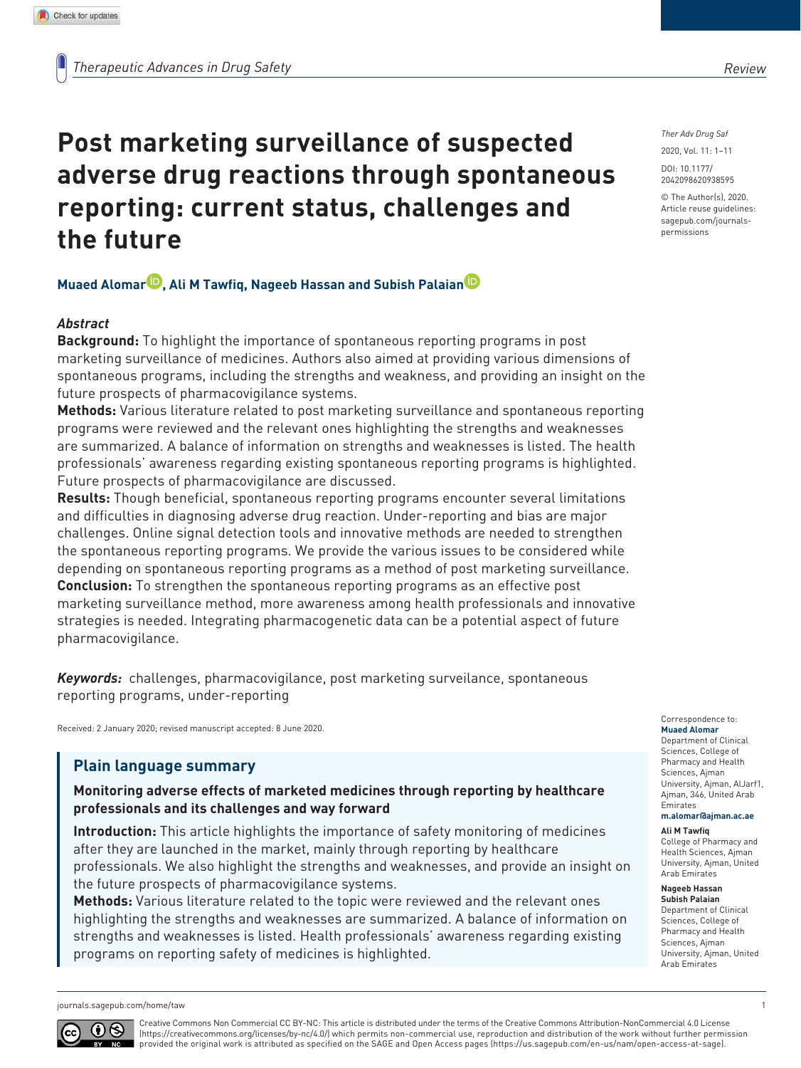# Post marketing surveillance of suspected adverse drug reactions through spontaneous reporting: current status, challenges and the future

**Muaed Alomar, Ali M Tawfiq, Nageeb Hassan and Subish Palaian**

Ther Adv Drug Saf

2020, Vol. 11: 1–11

DOI: 10.1177/2042098620938595

© The Author(s), 2020. Article reuse guidelines: sagepub.com/journals-permissions

## *Abstract*

**Background:** To highlight the importance of spontaneous reporting programs in post marketing surveillance of medicines. Authors also aimed at providing various dimensions of spontaneous programs, including the strengths and weakness, and providing an insight on the future prospects of pharmacovigilance systems.

**Methods:** Various literature related to post marketing surveillance and spontaneous reporting programs were reviewed and the relevant ones highlighting the strengths and weaknesses are summarized. A balance of information on strengths and weaknesses is listed. The health professionals' awareness regarding existing spontaneous reporting programs is highlighted. Future prospects of pharmacovigilance are discussed.

**Results:** Though beneficial, spontaneous reporting programs encounter several limitations and difficulties in diagnosing adverse drug reaction. Under-reporting and bias are major challenges. Online signal detection tools and innovative methods are needed to strengthen the spontaneous reporting programs. We provide the various issues to be considered while depending on spontaneous reporting programs as a method of post marketing surveillance.

**Conclusion:** To strengthen the spontaneous reporting programs as an effective post marketing surveillance method, more awareness among health professionals and innovative strategies is needed. Integrating pharmacogenetic data can be a potential aspect of future pharmacovigilance.

***Keywords:*** challenges, pharmacovigilance, post marketing surveilance, spontaneous reporting programs, under-reporting

Received: 2 January 2020; revised manuscript accepted: 8 June 2020.

## Plain language summary

**Monitoring adverse effects of marketed medicines through reporting by healthcare professionals and its challenges and way forward**

**Introduction:** This article highlights the importance of safety monitoring of medicines after they are launched in the market, mainly through reporting by healthcare professionals. We also highlight the strengths and weaknesses, and provide an insight on the future prospects of pharmacovigilance systems.

**Methods:** Various literature related to the topic were reviewed and the relevant ones highlighting the strengths and weaknesses are summarized. A balance of information on strengths and weaknesses is listed. Health professionals' awareness regarding existing programs on reporting safety of medicines is highlighted.

Correspondence to:
**Muaed Alomar**
Department of Clinical Sciences, College of Pharmacy and Health Sciences, Ajman University, Ajman, AlJarf1, Ajman, 346, United Arab Emirates
**m.alomar@ajman.ac.ae**

**Ali M Tawfiq**
College of Pharmacy and Health Sciences, Ajman University, Ajman, United Arab Emirates

**Nageeb Hassan**
**Subish Palaian**
Department of Clinical Sciences, College of Pharmacy and Health Sciences, Ajman University, Ajman, United Arab Emirates

Creative Commons Non Commercial CC BY-NC: This article is distributed under the terms of the Creative Commons Attribution-NonCommercial 4.0 License (https://creativecommons.org/licenses/by-nc/4.0/) which permits non-commercial use, reproduction and distribution of the work without further permission provided the original work is attributed as specified on the SAGE and Open Access pages (https://us.sagepub.com/en-us/nam/open-access-at-sage).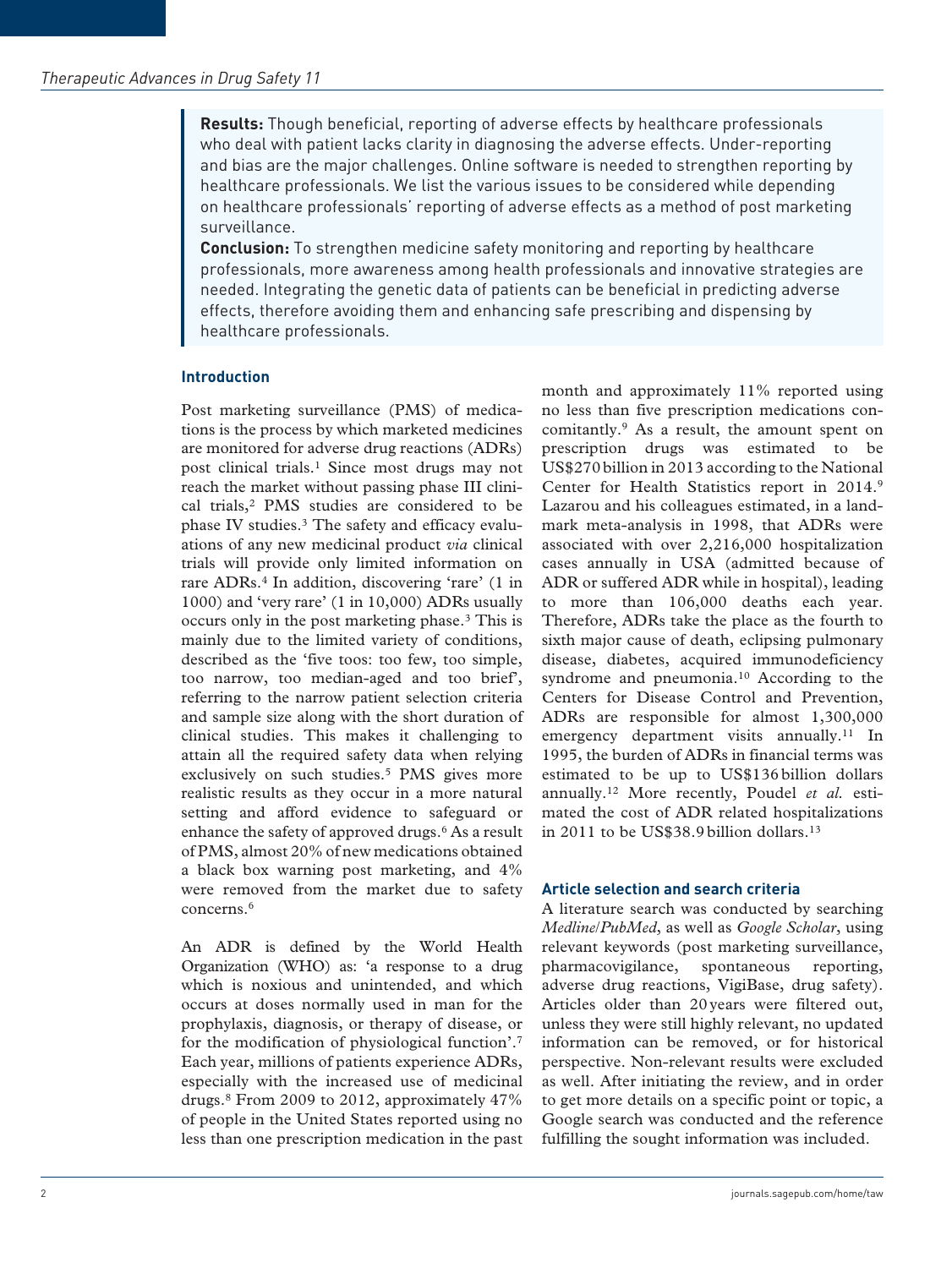**Results:** Though beneficial, reporting of adverse effects by healthcare professionals who deal with patient lacks clarity in diagnosing the adverse effects. Under-reporting and bias are the major challenges. Online software is needed to strengthen reporting by healthcare professionals. We list the various issues to be considered while depending on healthcare professionals' reporting of adverse effects as a method of post marketing surveillance.

**Conclusion:** To strengthen medicine safety monitoring and reporting by healthcare professionals, more awareness among health professionals and innovative strategies are needed. Integrating the genetic data of patients can be beneficial in predicting adverse effects, therefore avoiding them and enhancing safe prescribing and dispensing by healthcare professionals.

## Introduction

Post marketing surveillance (PMS) of medications is the process by which marketed medicines are monitored for adverse drug reactions (ADRs) post clinical trials.[1] Since most drugs may not reach the market without passing phase III clinical trials,[2] PMS studies are considered to be phase IV studies.[3] The safety and efficacy evaluations of any new medicinal product *via* clinical trials will provide only limited information on rare ADRs.[4] In addition, discovering 'rare' (1 in 1000) and 'very rare' (1 in 10,000) ADRs usually occurs only in the post marketing phase.[3] This is mainly due to the limited variety of conditions, described as the 'five toos: too few, too simple, too narrow, too median-aged and too brief', referring to the narrow patient selection criteria and sample size along with the short duration of clinical studies. This makes it challenging to attain all the required safety data when relying exclusively on such studies.[5] PMS gives more realistic results as they occur in a more natural setting and afford evidence to safeguard or enhance the safety of approved drugs.[6] As a result of PMS, almost 20% of new medications obtained a black box warning post marketing, and 4% were removed from the market due to safety concerns.[6]

An ADR is defined by the World Health Organization (WHO) as: 'a response to a drug which is noxious and unintended, and which occurs at doses normally used in man for the prophylaxis, diagnosis, or therapy of disease, or for the modification of physiological function'.[7] Each year, millions of patients experience ADRs, especially with the increased use of medicinal drugs.[8] From 2009 to 2012, approximately 47% of people in the United States reported using no less than one prescription medication in the past month and approximately 11% reported using no less than five prescription medications concomitantly.[9] As a result, the amount spent on prescription drugs was estimated to be US$270 billion in 2013 according to the National Center for Health Statistics report in 2014.[9] Lazarou and his colleagues estimated, in a landmark meta-analysis in 1998, that ADRs were associated with over 2,216,000 hospitalization cases annually in USA (admitted because of ADR or suffered ADR while in hospital), leading to more than 106,000 deaths each year. Therefore, ADRs take the place as the fourth to sixth major cause of death, eclipsing pulmonary disease, diabetes, acquired immunodeficiency syndrome and pneumonia.[10] According to the Centers for Disease Control and Prevention, ADRs are responsible for almost 1,300,000 emergency department visits annually.[11] In 1995, the burden of ADRs in financial terms was estimated to be up to US$136 billion dollars annually.[12] More recently, Poudel *et al.* estimated the cost of ADR related hospitalizations in 2011 to be US$38.9 billion dollars.[13]

## Article selection and search criteria

A literature search was conducted by searching *Medline/PubMed*, as well as *Google Scholar*, using relevant keywords (post marketing surveillance, pharmacovigilance, spontaneous reporting, adverse drug reactions, VigiBase, drug safety). Articles older than 20 years were filtered out, unless they were still highly relevant, no updated information can be removed, or for historical perspective. Non-relevant results were excluded as well. After initiating the review, and in order to get more details on a specific point or topic, a Google search was conducted and the reference fulfilling the sought information was included.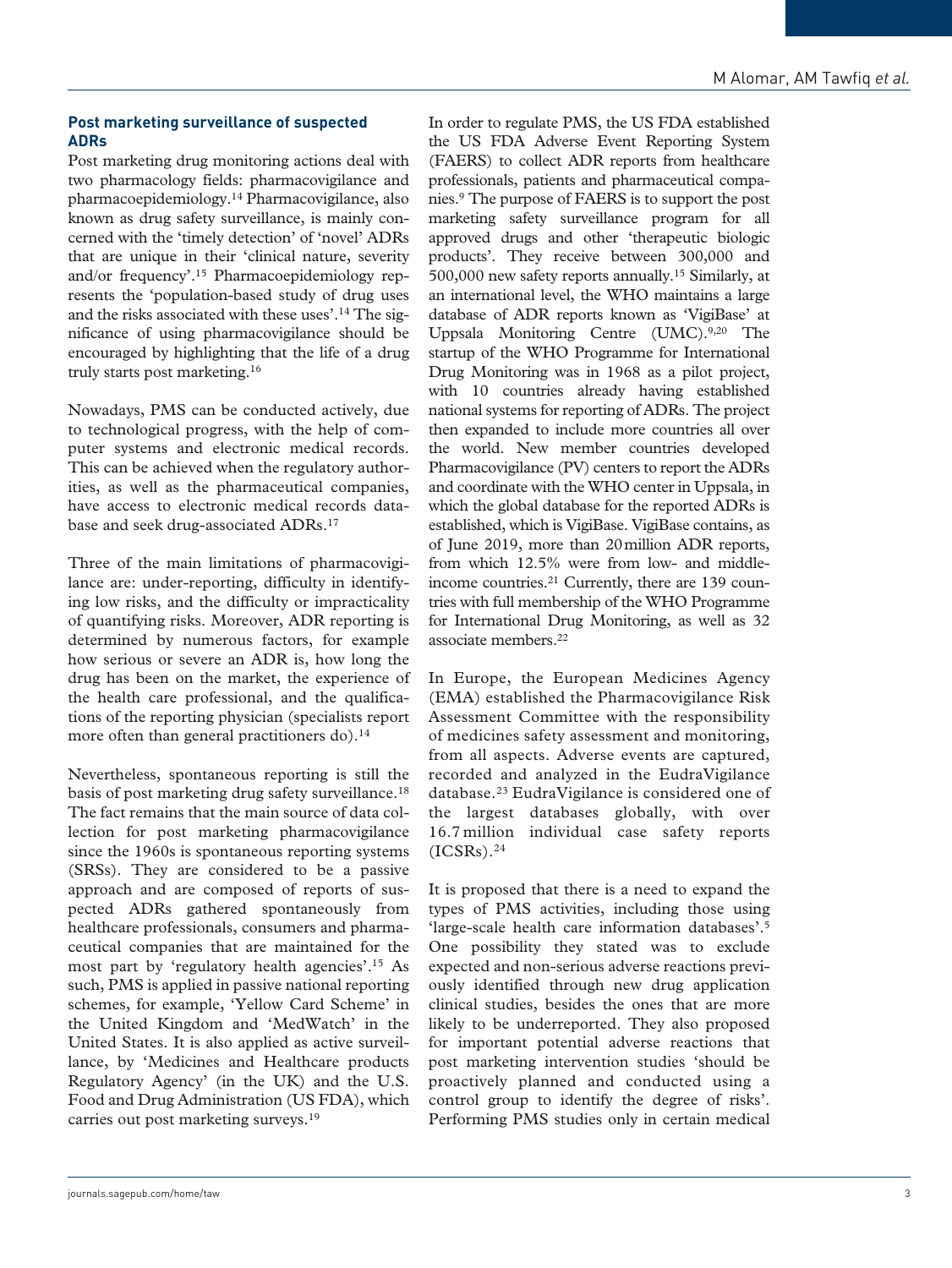## Post marketing surveillance of suspected ADRs

Post marketing drug monitoring actions deal with two pharmacology fields: pharmacovigilance and pharmacoepidemiology.[14] Pharmacovigilance, also known as drug safety surveillance, is mainly concerned with the 'timely detection' of 'novel' ADRs that are unique in their 'clinical nature, severity and/or frequency'.[15] Pharmacoepidemiology represents the 'population-based study of drug uses and the risks associated with these uses'.[14] The significance of using pharmacovigilance should be encouraged by highlighting that the life of a drug truly starts post marketing.[16]

Nowadays, PMS can be conducted actively, due to technological progress, with the help of computer systems and electronic medical records. This can be achieved when the regulatory authorities, as well as the pharmaceutical companies, have access to electronic medical records database and seek drug-associated ADRs.[17]

Three of the main limitations of pharmacovigilance are: under-reporting, difficulty in identifying low risks, and the difficulty or impracticality of quantifying risks. Moreover, ADR reporting is determined by numerous factors, for example how serious or severe an ADR is, how long the drug has been on the market, the experience of the health care professional, and the qualifications of the reporting physician (specialists report more often than general practitioners do).[14]

Nevertheless, spontaneous reporting is still the basis of post marketing drug safety surveillance.[18] The fact remains that the main source of data collection for post marketing pharmacovigilance since the 1960s is spontaneous reporting systems (SRSs). They are considered to be a passive approach and are composed of reports of suspected ADRs gathered spontaneously from healthcare professionals, consumers and pharmaceutical companies that are maintained for the most part by 'regulatory health agencies'.[15] As such, PMS is applied in passive national reporting schemes, for example, 'Yellow Card Scheme' in the United Kingdom and 'MedWatch' in the United States. It is also applied as active surveillance, by 'Medicines and Healthcare products Regulatory Agency' (in the UK) and the U.S. Food and Drug Administration (US FDA), which carries out post marketing surveys.[19]

In order to regulate PMS, the US FDA established the US FDA Adverse Event Reporting System (FAERS) to collect ADR reports from healthcare professionals, patients and pharmaceutical companies.[9] The purpose of FAERS is to support the post marketing safety surveillance program for all approved drugs and other 'therapeutic biologic products'. They receive between 300,000 and 500,000 new safety reports annually.[15] Similarly, at an international level, the WHO maintains a large database of ADR reports known as 'VigiBase' at Uppsala Monitoring Centre (UMC).[9,20] The startup of the WHO Programme for International Drug Monitoring was in 1968 as a pilot project, with 10 countries already having established national systems for reporting of ADRs. The project then expanded to include more countries all over the world. New member countries developed Pharmacovigilance (PV) centers to report the ADRs and coordinate with the WHO center in Uppsala, in which the global database for the reported ADRs is established, which is VigiBase. VigiBase contains, as of June 2019, more than 20 million ADR reports, from which 12.5% were from low- and middle-income countries.[21] Currently, there are 139 countries with full membership of the WHO Programme for International Drug Monitoring, as well as 32 associate members.[22]

In Europe, the European Medicines Agency (EMA) established the Pharmacovigilance Risk Assessment Committee with the responsibility of medicines safety assessment and monitoring, from all aspects. Adverse events are captured, recorded and analyzed in the EudraVigilance database.[23] EudraVigilance is considered one of the largest databases globally, with over 16.7 million individual case safety reports (ICSRs).[24]

It is proposed that there is a need to expand the types of PMS activities, including those using 'large-scale health care information databases'.[5] One possibility they stated was to exclude expected and non-serious adverse reactions previously identified through new drug application clinical studies, besides the ones that are more likely to be underreported. They also proposed for important potential adverse reactions that post marketing intervention studies 'should be proactively planned and conducted using a control group to identify the degree of risks'. Performing PMS studies only in certain medical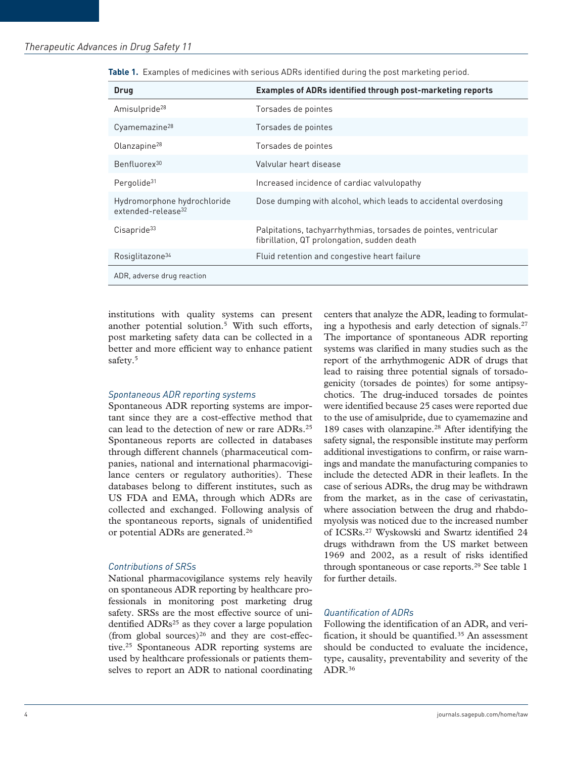**Table 1.** Examples of medicines with serious ADRs identified during the post marketing period.

| Drug | Examples of ADRs identified through post-marketing reports |
|---|---|
| Amisulpride[28] | Torsades de pointes |
| Cyamemazine[28] | Torsades de pointes |
| Olanzapine[28] | Torsades de pointes |
| Benfluorex[30] | Valvular heart disease |
| Pergolide[31] | Increased incidence of cardiac valvulopathy |
| Hydromorphone hydrochloride extended-release[32] | Dose dumping with alcohol, which leads to accidental overdosing |
| Cisapride[33] | Palpitations, tachyarrhythmias, torsades de pointes, ventricular fibrillation, QT prolongation, sudden death |
| Rosiglitazone[34] | Fluid retention and congestive heart failure |

ADR, adverse drug reaction

institutions with quality systems can present another potential solution.[5] With such efforts, post marketing safety data can be collected in a better and more efficient way to enhance patient safety.[5]

### *Spontaneous ADR reporting systems*

Spontaneous ADR reporting systems are important since they are a cost-effective method that can lead to the detection of new or rare ADRs.[25] Spontaneous reports are collected in databases through different channels (pharmaceutical companies, national and international pharmacovigilance centers or regulatory authorities). These databases belong to different institutes, such as US FDA and EMA, through which ADRs are collected and exchanged. Following analysis of the spontaneous reports, signals of unidentified or potential ADRs are generated.[26]

### *Contributions of SRSs*

National pharmacovigilance systems rely heavily on spontaneous ADR reporting by healthcare professionals in monitoring post marketing drug safety. SRSs are the most effective source of unidentified ADRs[25] as they cover a large population (from global sources)[26] and they are cost-effective.[25] Spontaneous ADR reporting systems are used by healthcare professionals or patients themselves to report an ADR to national coordinating centers that analyze the ADR, leading to formulating a hypothesis and early detection of signals.[27] The importance of spontaneous ADR reporting systems was clarified in many studies such as the report of the arrhythmogenic ADR of drugs that lead to raising three potential signals of torsadogenicity (torsades de pointes) for some antipsychotics. The drug-induced torsades de pointes were identified because 25 cases were reported due to the use of amisulpride, due to cyamemazine and 189 cases with olanzapine.[28] After identifying the safety signal, the responsible institute may perform additional investigations to confirm, or raise warnings and mandate the manufacturing companies to include the detected ADR in their leaflets. In the case of serious ADRs, the drug may be withdrawn from the market, as in the case of cerivastatin, where association between the drug and rhabdomyolysis was noticed due to the increased number of ICSRs.[27] Wyskowski and Swartz identified 24 drugs withdrawn from the US market between 1969 and 2002, as a result of risks identified through spontaneous or case reports.[29] See table 1 for further details.

### *Quantification of ADRs*

Following the identification of an ADR, and verification, it should be quantified.[35] An assessment should be conducted to evaluate the incidence, type, causality, preventability and severity of the ADR.[36]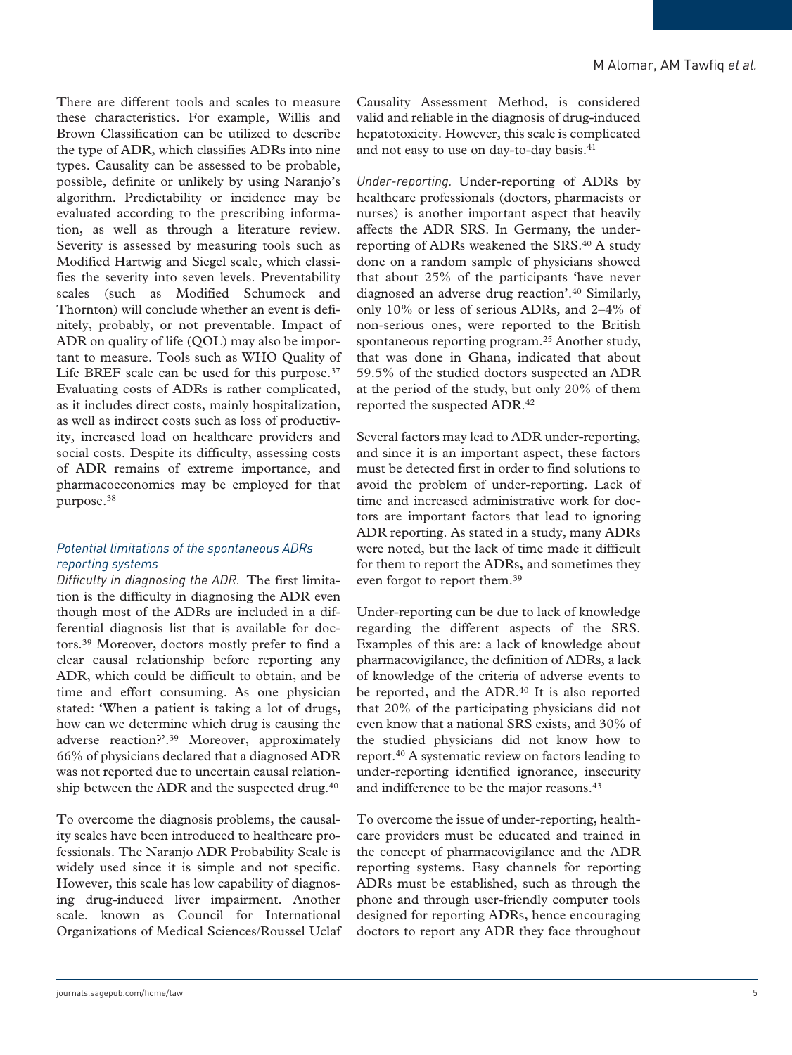There are different tools and scales to measure these characteristics. For example, Willis and Brown Classification can be utilized to describe the type of ADR, which classifies ADRs into nine types. Causality can be assessed to be probable, possible, definite or unlikely by using Naranjo's algorithm. Predictability or incidence may be evaluated according to the prescribing information, as well as through a literature review. Severity is assessed by measuring tools such as Modified Hartwig and Siegel scale, which classifies the severity into seven levels. Preventability scales (such as Modified Schumock and Thornton) will conclude whether an event is definitely, probably, or not preventable. Impact of ADR on quality of life (QOL) may also be important to measure. Tools such as WHO Quality of Life BREF scale can be used for this purpose.[37] Evaluating costs of ADRs is rather complicated, as it includes direct costs, mainly hospitalization, as well as indirect costs such as loss of productivity, increased load on healthcare providers and social costs. Despite its difficulty, assessing costs of ADR remains of extreme importance, and pharmacoeconomics may be employed for that purpose.[38]

### *Potential limitations of the spontaneous ADRs reporting systems*

*Difficulty in diagnosing the ADR.* The first limitation is the difficulty in diagnosing the ADR even though most of the ADRs are included in a differential diagnosis list that is available for doctors.[39] Moreover, doctors mostly prefer to find a clear causal relationship before reporting any ADR, which could be difficult to obtain, and be time and effort consuming. As one physician stated: 'When a patient is taking a lot of drugs, how can we determine which drug is causing the adverse reaction?'.[39] Moreover, approximately 66% of physicians declared that a diagnosed ADR was not reported due to uncertain causal relationship between the ADR and the suspected drug.[40]

To overcome the diagnosis problems, the causality scales have been introduced to healthcare professionals. The Naranjo ADR Probability Scale is widely used since it is simple and not specific. However, this scale has low capability of diagnosing drug-induced liver impairment. Another scale. known as Council for International Organizations of Medical Sciences/Roussel Uclaf Causality Assessment Method, is considered valid and reliable in the diagnosis of drug-induced hepatotoxicity. However, this scale is complicated and not easy to use on day-to-day basis.[41]

*Under-reporting.* Under-reporting of ADRs by healthcare professionals (doctors, pharmacists or nurses) is another important aspect that heavily affects the ADR SRS. In Germany, the under-reporting of ADRs weakened the SRS.[40] A study done on a random sample of physicians showed that about 25% of the participants 'have never diagnosed an adverse drug reaction'.[40] Similarly, only 10% or less of serious ADRs, and 2–4% of non-serious ones, were reported to the British spontaneous reporting program.[25] Another study, that was done in Ghana, indicated that about 59.5% of the studied doctors suspected an ADR at the period of the study, but only 20% of them reported the suspected ADR.[42]

Several factors may lead to ADR under-reporting, and since it is an important aspect, these factors must be detected first in order to find solutions to avoid the problem of under-reporting. Lack of time and increased administrative work for doctors are important factors that lead to ignoring ADR reporting. As stated in a study, many ADRs were noted, but the lack of time made it difficult for them to report the ADRs, and sometimes they even forgot to report them.[39]

Under-reporting can be due to lack of knowledge regarding the different aspects of the SRS. Examples of this are: a lack of knowledge about pharmacovigilance, the definition of ADRs, a lack of knowledge of the criteria of adverse events to be reported, and the ADR.[40] It is also reported that 20% of the participating physicians did not even know that a national SRS exists, and 30% of the studied physicians did not know how to report.[40] A systematic review on factors leading to under-reporting identified ignorance, insecurity and indifference to be the major reasons.[43]

To overcome the issue of under-reporting, healthcare providers must be educated and trained in the concept of pharmacovigilance and the ADR reporting systems. Easy channels for reporting ADRs must be established, such as through the phone and through user-friendly computer tools designed for reporting ADRs, hence encouraging doctors to report any ADR they face throughout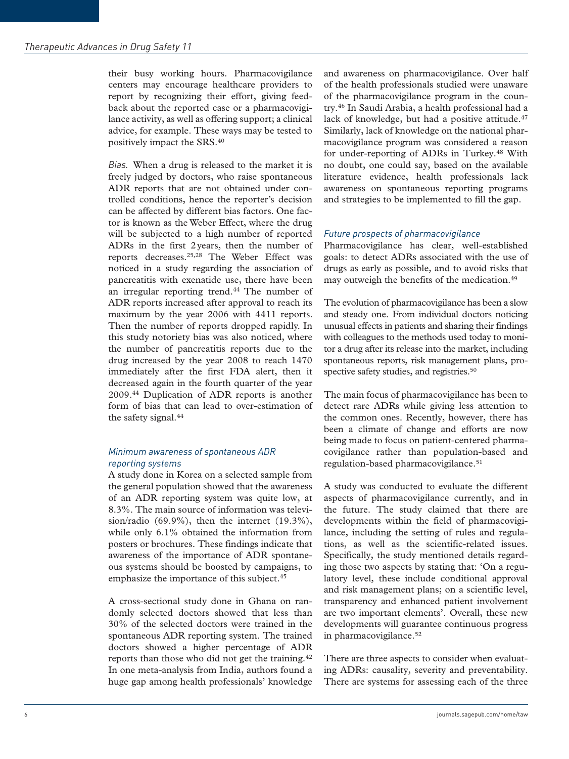their busy working hours. Pharmacovigilance centers may encourage healthcare providers to report by recognizing their effort, giving feedback about the reported case or a pharmacovigilance activity, as well as offering support; a clinical advice, for example. These ways may be tested to positively impact the SRS.[40]

*Bias.* When a drug is released to the market it is freely judged by doctors, who raise spontaneous ADR reports that are not obtained under controlled conditions, hence the reporter's decision can be affected by different bias factors. One factor is known as the Weber Effect, where the drug will be subjected to a high number of reported ADRs in the first 2 years, then the number of reports decreases.[25,28] The Weber Effect was noticed in a study regarding the association of pancreatitis with exenatide use, there have been an irregular reporting trend.[44] The number of ADR reports increased after approval to reach its maximum by the year 2006 with 4411 reports. Then the number of reports dropped rapidly. In this study notoriety bias was also noticed, where the number of pancreatitis reports due to the drug increased by the year 2008 to reach 1470 immediately after the first FDA alert, then it decreased again in the fourth quarter of the year 2009.[44] Duplication of ADR reports is another form of bias that can lead to over-estimation of the safety signal.[44]

### *Minimum awareness of spontaneous ADR reporting systems*

A study done in Korea on a selected sample from the general population showed that the awareness of an ADR reporting system was quite low, at 8.3%. The main source of information was television/radio (69.9%), then the internet (19.3%), while only 6.1% obtained the information from posters or brochures. These findings indicate that awareness of the importance of ADR spontaneous systems should be boosted by campaigns, to emphasize the importance of this subject.[45]

A cross-sectional study done in Ghana on randomly selected doctors showed that less than 30% of the selected doctors were trained in the spontaneous ADR reporting system. The trained doctors showed a higher percentage of ADR reports than those who did not get the training.[42] In one meta-analysis from India, authors found a huge gap among health professionals' knowledge and awareness on pharmacovigilance. Over half of the health professionals studied were unaware of the pharmacovigilance program in the country.[46] In Saudi Arabia, a health professional had a lack of knowledge, but had a positive attitude.[47] Similarly, lack of knowledge on the national pharmacovigilance program was considered a reason for under-reporting of ADRs in Turkey.[48] With no doubt, one could say, based on the available literature evidence, health professionals lack awareness on spontaneous reporting programs and strategies to be implemented to fill the gap.

### *Future prospects of pharmacovigilance*

Pharmacovigilance has clear, well-established goals: to detect ADRs associated with the use of drugs as early as possible, and to avoid risks that may outweigh the benefits of the medication.[49]

The evolution of pharmacovigilance has been a slow and steady one. From individual doctors noticing unusual effects in patients and sharing their findings with colleagues to the methods used today to monitor a drug after its release into the market, including spontaneous reports, risk management plans, prospective safety studies, and registries.[50]

The main focus of pharmacovigilance has been to detect rare ADRs while giving less attention to the common ones. Recently, however, there has been a climate of change and efforts are now being made to focus on patient-centered pharmacovigilance rather than population-based and regulation-based pharmacovigilance.[51]

A study was conducted to evaluate the different aspects of pharmacovigilance currently, and in the future. The study claimed that there are developments within the field of pharmacovigilance, including the setting of rules and regulations, as well as the scientific-related issues. Specifically, the study mentioned details regarding those two aspects by stating that: 'On a regulatory level, these include conditional approval and risk management plans; on a scientific level, transparency and enhanced patient involvement are two important elements'. Overall, these new developments will guarantee continuous progress in pharmacovigilance.[52]

There are three aspects to consider when evaluating ADRs: causality, severity and preventability. There are systems for assessing each of the three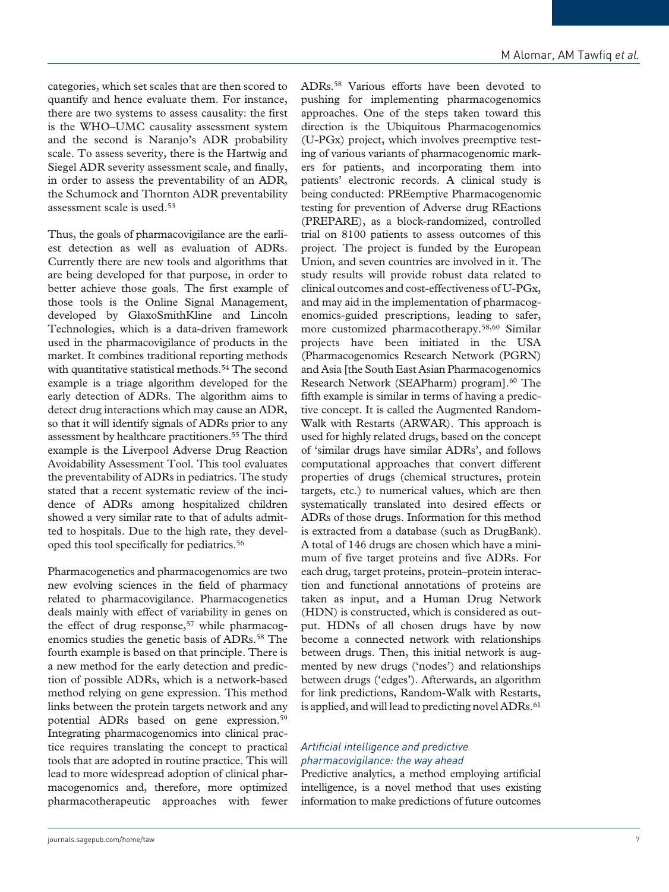categories, which set scales that are then scored to quantify and hence evaluate them. For instance, there are two systems to assess causality: the first is the WHO–UMC causality assessment system and the second is Naranjo's ADR probability scale. To assess severity, there is the Hartwig and Siegel ADR severity assessment scale, and finally, in order to assess the preventability of an ADR, the Schumock and Thornton ADR preventability assessment scale is used.[53]

Thus, the goals of pharmacovigilance are the earliest detection as well as evaluation of ADRs. Currently there are new tools and algorithms that are being developed for that purpose, in order to better achieve those goals. The first example of those tools is the Online Signal Management, developed by GlaxoSmithKline and Lincoln Technologies, which is a data-driven framework used in the pharmacovigilance of products in the market. It combines traditional reporting methods with quantitative statistical methods.[54] The second example is a triage algorithm developed for the early detection of ADRs. The algorithm aims to detect drug interactions which may cause an ADR, so that it will identify signals of ADRs prior to any assessment by healthcare practitioners.[55] The third example is the Liverpool Adverse Drug Reaction Avoidability Assessment Tool. This tool evaluates the preventability of ADRs in pediatrics. The study stated that a recent systematic review of the incidence of ADRs among hospitalized children showed a very similar rate to that of adults admitted to hospitals. Due to the high rate, they developed this tool specifically for pediatrics.[56]

Pharmacogenetics and pharmacogenomics are two new evolving sciences in the field of pharmacy related to pharmacovigilance. Pharmacogenetics deals mainly with effect of variability in genes on the effect of drug response,[57] while pharmacogenomics studies the genetic basis of ADRs.[58] The fourth example is based on that principle. There is a new method for the early detection and prediction of possible ADRs, which is a network-based method relying on gene expression. This method links between the protein targets network and any potential ADRs based on gene expression.[59] Integrating pharmacogenomics into clinical practice requires translating the concept to practical tools that are adopted in routine practice. This will lead to more widespread adoption of clinical pharmacogenomics and, therefore, more optimized pharmacotherapeutic approaches with fewer ADRs.[58] Various efforts have been devoted to pushing for implementing pharmacogenomics approaches. One of the steps taken toward this direction is the Ubiquitous Pharmacogenomics (U-PGx) project, which involves preemptive testing of various variants of pharmacogenomic markers for patients, and incorporating them into patients' electronic records. A clinical study is being conducted: PREemptive Pharmacogenomic testing for prevention of Adverse drug REactions (PREPARE), as a block-randomized, controlled trial on 8100 patients to assess outcomes of this project. The project is funded by the European Union, and seven countries are involved in it. The study results will provide robust data related to clinical outcomes and cost-effectiveness of U-PGx, and may aid in the implementation of pharmacogenomics-guided prescriptions, leading to safer, more customized pharmacotherapy.[58,60] Similar projects have been initiated in the USA (Pharmacogenomics Research Network (PGRN) and Asia [the South East Asian Pharmacogenomics Research Network (SEAPharm) program].[60] The fifth example is similar in terms of having a predictive concept. It is called the Augmented Random-Walk with Restarts (ARWAR). This approach is used for highly related drugs, based on the concept of 'similar drugs have similar ADRs', and follows computational approaches that convert different properties of drugs (chemical structures, protein targets, etc.) to numerical values, which are then systematically translated into desired effects or ADRs of those drugs. Information for this method is extracted from a database (such as DrugBank). A total of 146 drugs are chosen which have a minimum of five target proteins and five ADRs. For each drug, target proteins, protein–protein interaction and functional annotations of proteins are taken as input, and a Human Drug Network (HDN) is constructed, which is considered as output. HDNs of all chosen drugs have by now become a connected network with relationships between drugs. Then, this initial network is augmented by new drugs ('nodes') and relationships between drugs ('edges'). Afterwards, an algorithm for link predictions, Random-Walk with Restarts, is applied, and will lead to predicting novel ADRs.[61]

### *Artificial intelligence and predictive pharmacovigilance: the way ahead*

Predictive analytics, a method employing artificial intelligence, is a novel method that uses existing information to make predictions of future outcomes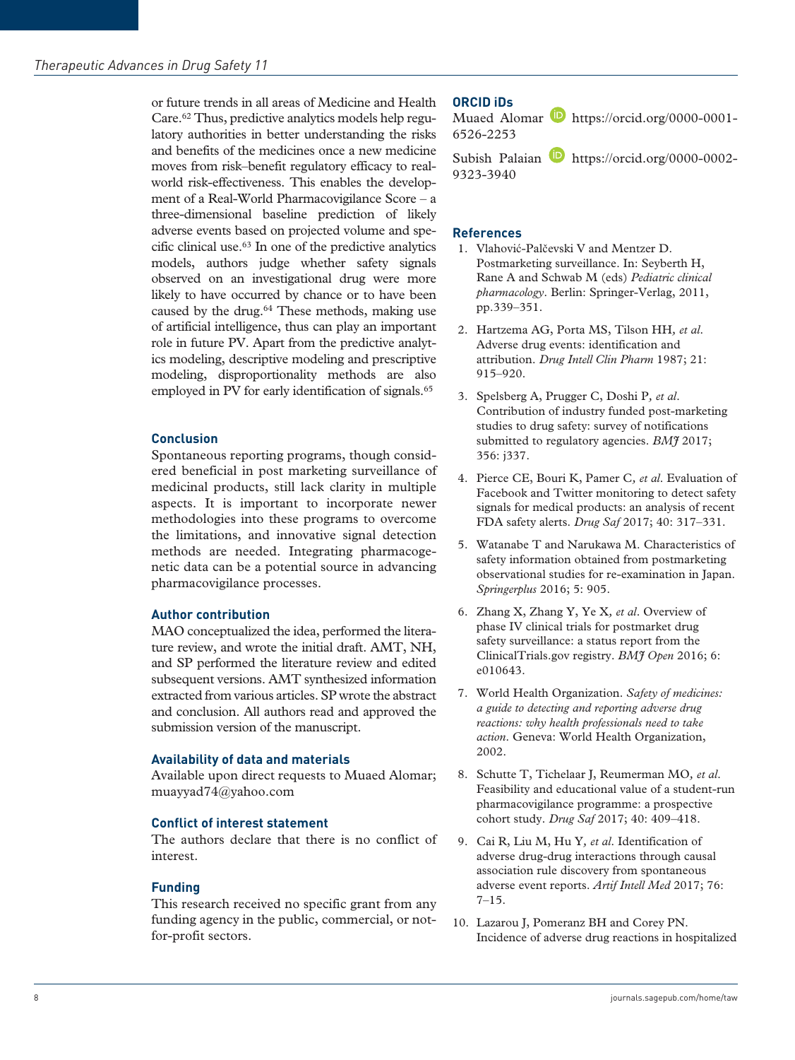or future trends in all areas of Medicine and Health Care.[62] Thus, predictive analytics models help regulatory authorities in better understanding the risks and benefits of the medicines once a new medicine moves from risk–benefit regulatory efficacy to real-world risk-effectiveness. This enables the development of a Real-World Pharmacovigilance Score – a three-dimensional baseline prediction of likely adverse events based on projected volume and specific clinical use.[63] In one of the predictive analytics models, authors judge whether safety signals observed on an investigational drug were more likely to have occurred by chance or to have been caused by the drug.[64] These methods, making use of artificial intelligence, thus can play an important role in future PV. Apart from the predictive analytics modeling, descriptive modeling and prescriptive modeling, disproportionality methods are also employed in PV for early identification of signals.[65]

## Conclusion

Spontaneous reporting programs, though considered beneficial in post marketing surveillance of medicinal products, still lack clarity in multiple aspects. It is important to incorporate newer methodologies into these programs to overcome the limitations, and innovative signal detection methods are needed. Integrating pharmacogenetic data can be a potential source in advancing pharmacovigilance processes.

## Author contribution

MAO conceptualized the idea, performed the literature review, and wrote the initial draft. AMT, NH, and SP performed the literature review and edited subsequent versions. AMT synthesized information extracted from various articles. SP wrote the abstract and conclusion. All authors read and approved the submission version of the manuscript.

## Availability of data and materials

Available upon direct requests to Muaed Alomar; muayyad74@yahoo.com

## Conflict of interest statement

The authors declare that there is no conflict of interest.

## Funding

This research received no specific grant from any funding agency in the public, commercial, or not-for-profit sectors.

## ORCID iDs

Muaed Alomar https://orcid.org/0000-0001-6526-2253

Subish Palaian https://orcid.org/0000-0002-9323-3940

## References

1. Vlahović-Palčevski V and Mentzer D. Postmarketing surveillance. In: Seyberth H, Rane A and Schwab M (eds) *Pediatric clinical pharmacology*. Berlin: Springer-Verlag, 2011, pp.339–351.
2. Hartzema AG, Porta MS, Tilson HH, *et al*. Adverse drug events: identification and attribution. *Drug Intell Clin Pharm* 1987; 21: 915–920.
3. Spelsberg A, Prugger C, Doshi P, *et al*. Contribution of industry funded post-marketing studies to drug safety: survey of notifications submitted to regulatory agencies. *BMJ* 2017; 356: j337.
4. Pierce CE, Bouri K, Pamer C, *et al*. Evaluation of Facebook and Twitter monitoring to detect safety signals for medical products: an analysis of recent FDA safety alerts. *Drug Saf* 2017; 40: 317–331.
5. Watanabe T and Narukawa M. Characteristics of safety information obtained from postmarketing observational studies for re-examination in Japan. *Springerplus* 2016; 5: 905.
6. Zhang X, Zhang Y, Ye X, *et al*. Overview of phase IV clinical trials for postmarket drug safety surveillance: a status report from the ClinicalTrials.gov registry. *BMJ Open* 2016; 6: e010643.
7. World Health Organization. *Safety of medicines: a guide to detecting and reporting adverse drug reactions: why health professionals need to take action*. Geneva: World Health Organization, 2002.
8. Schutte T, Tichelaar J, Reumerman MO, *et al*. Feasibility and educational value of a student-run pharmacovigilance programme: a prospective cohort study. *Drug Saf* 2017; 40: 409–418.
9. Cai R, Liu M, Hu Y, *et al*. Identification of adverse drug-drug interactions through causal association rule discovery from spontaneous adverse event reports. *Artif Intell Med* 2017; 76: 7–15.
10. Lazarou J, Pomeranz BH and Corey PN. Incidence of adverse drug reactions in hospitalized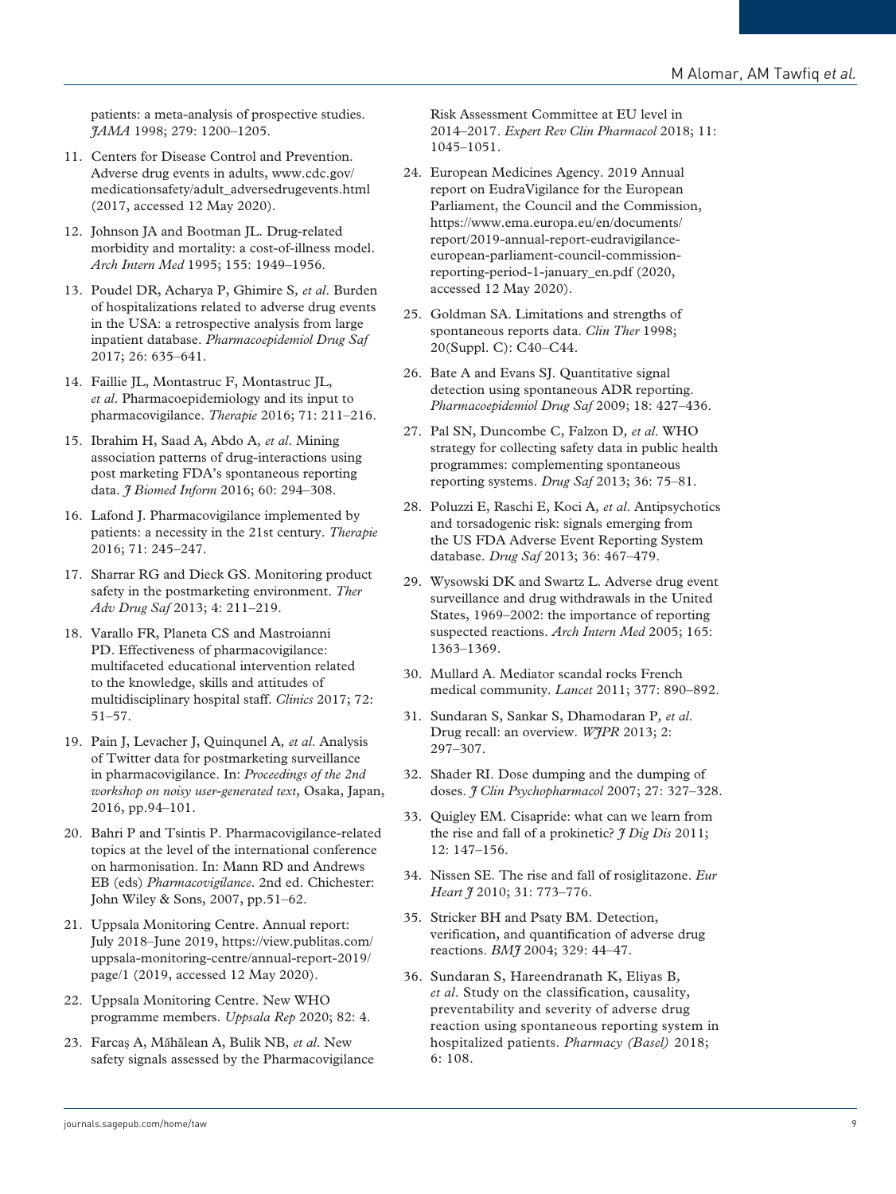patients: a meta-analysis of prospective studies. *JAMA* 1998; 279: 1200–1205.

11. Centers for Disease Control and Prevention. Adverse drug events in adults, www.cdc.gov/medicationsafety/adult_adversedrugevents.html (2017, accessed 12 May 2020).
12. Johnson JA and Bootman JL. Drug-related morbidity and mortality: a cost-of-illness model. *Arch Intern Med* 1995; 155: 1949–1956.
13. Poudel DR, Acharya P, Ghimire S, *et al*. Burden of hospitalizations related to adverse drug events in the USA: a retrospective analysis from large inpatient database. *Pharmacoepidemiol Drug Saf* 2017; 26: 635–641.
14. Faillie JL, Montastruc F, Montastruc JL, *et al*. Pharmacoepidemiology and its input to pharmacovigilance. *Therapie* 2016; 71: 211–216.
15. Ibrahim H, Saad A, Abdo A, *et al*. Mining association patterns of drug-interactions using post marketing FDA's spontaneous reporting data. *J Biomed Inform* 2016; 60: 294–308.
16. Lafond J. Pharmacovigilance implemented by patients: a necessity in the 21st century. *Therapie* 2016; 71: 245–247.
17. Sharrar RG and Dieck GS. Monitoring product safety in the postmarketing environment. *Ther Adv Drug Saf* 2013; 4: 211–219.
18. Varallo FR, Planeta CS and Mastroianni PD. Effectiveness of pharmacovigilance: multifaceted educational intervention related to the knowledge, skills and attitudes of multidisciplinary hospital staff. *Clinics* 2017; 72: 51–57.
19. Pain J, Levacher J, Quinqunel A, *et al*. Analysis of Twitter data for postmarketing surveillance in pharmacovigilance. In: *Proceedings of the 2nd workshop on noisy user-generated text*, Osaka, Japan, 2016, pp.94–101.
20. Bahri P and Tsintis P. Pharmacovigilance-related topics at the level of the international conference on harmonisation. In: Mann RD and Andrews EB (eds) *Pharmacovigilance*. 2nd ed. Chichester: John Wiley & Sons, 2007, pp.51–62.
21. Uppsala Monitoring Centre. Annual report: July 2018–June 2019, https://view.publitas.com/uppsala-monitoring-centre/annual-report-2019/page/1 (2019, accessed 12 May 2020).
22. Uppsala Monitoring Centre. New WHO programme members. *Uppsala Rep* 2020; 82: 4.
23. Farcaș A, Măhălean A, Bulik NB, *et al*. New safety signals assessed by the Pharmacovigilance Risk Assessment Committee at EU level in 2014–2017. *Expert Rev Clin Pharmacol* 2018; 11: 1045–1051.
24. European Medicines Agency. 2019 Annual report on EudraVigilance for the European Parliament, the Council and the Commission, https://www.ema.europa.eu/en/documents/report/2019-annual-report-eudravigilance-european-parliament-council-commission-reporting-period-1-january_en.pdf (2020, accessed 12 May 2020).
25. Goldman SA. Limitations and strengths of spontaneous reports data. *Clin Ther* 1998; 20(Suppl. C): C40–C44.
26. Bate A and Evans SJ. Quantitative signal detection using spontaneous ADR reporting. *Pharmacoepidemiol Drug Saf* 2009; 18: 427–436.
27. Pal SN, Duncombe C, Falzon D, *et al*. WHO strategy for collecting safety data in public health programmes: complementing spontaneous reporting systems. *Drug Saf* 2013; 36: 75–81.
28. Poluzzi E, Raschi E, Koci A, *et al*. Antipsychotics and torsadogenic risk: signals emerging from the US FDA Adverse Event Reporting System database. *Drug Saf* 2013; 36: 467–479.
29. Wysowski DK and Swartz L. Adverse drug event surveillance and drug withdrawals in the United States, 1969–2002: the importance of reporting suspected reactions. *Arch Intern Med* 2005; 165: 1363–1369.
30. Mullard A. Mediator scandal rocks French medical community. *Lancet* 2011; 377: 890–892.
31. Sundaran S, Sankar S, Dhamodaran P, *et al*. Drug recall: an overview. *WJPR* 2013; 2: 297–307.
32. Shader RI. Dose dumping and the dumping of doses. *J Clin Psychopharmacol* 2007; 27: 327–328.
33. Quigley EM. Cisapride: what can we learn from the rise and fall of a prokinetic? *J Dig Dis* 2011; 12: 147–156.
34. Nissen SE. The rise and fall of rosiglitazone. *Eur Heart J* 2010; 31: 773–776.
35. Stricker BH and Psaty BM. Detection, verification, and quantification of adverse drug reactions. *BMJ* 2004; 329: 44–47.
36. Sundaran S, Hareendranath K, Eliyas B, *et al*. Study on the classification, causality, preventability and severity of adverse drug reaction using spontaneous reporting system in hospitalized patients. *Pharmacy (Basel)* 2018; 6: 108.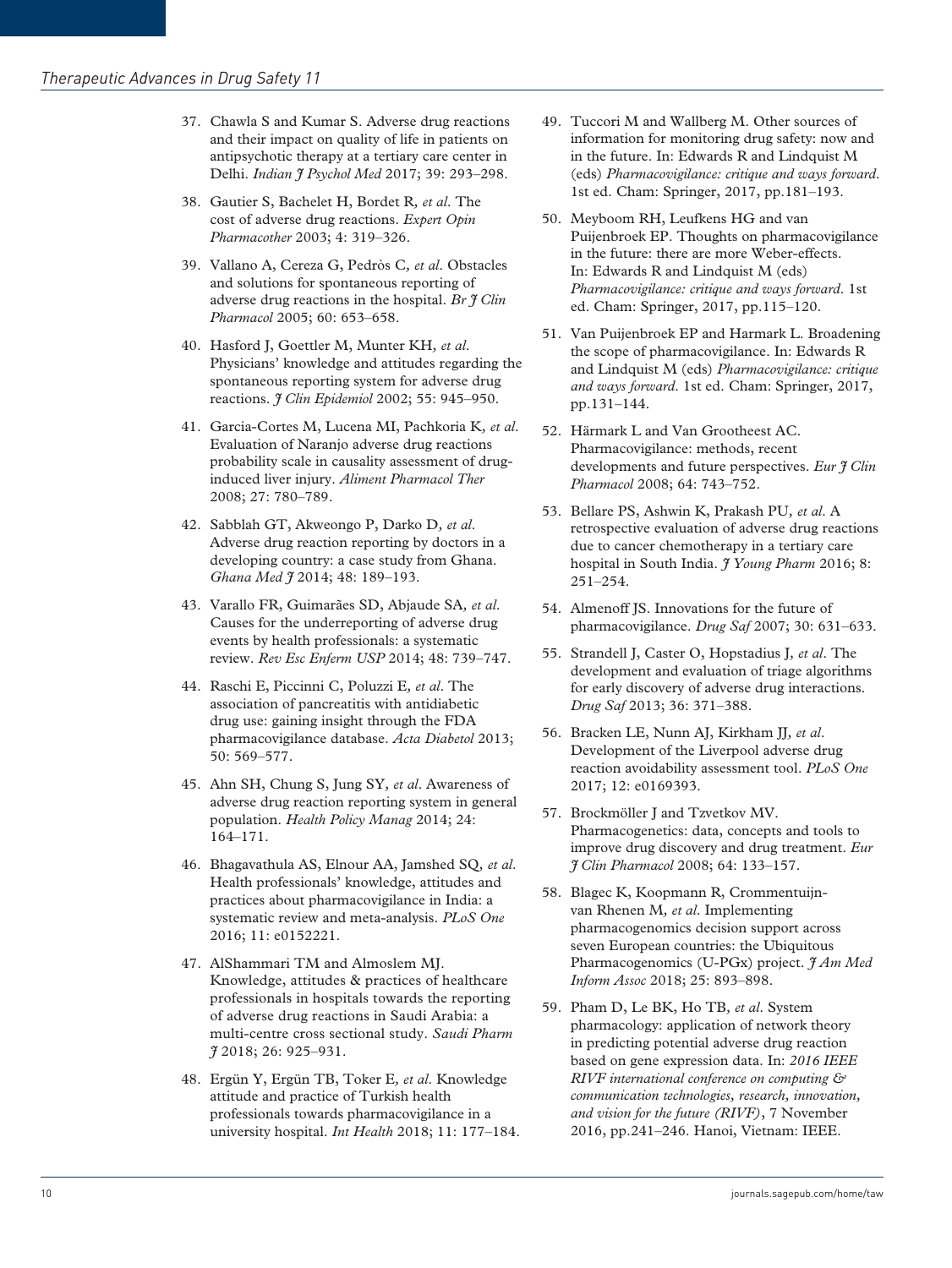37. Chawla S and Kumar S. Adverse drug reactions and their impact on quality of life in patients on antipsychotic therapy at a tertiary care center in Delhi. *Indian J Psychol Med* 2017; 39: 293–298.

38. Gautier S, Bachelet H, Bordet R*, et al*. The cost of adverse drug reactions. *Expert Opin Pharmacother* 2003; 4: 319–326.

39. Vallano A, Cereza G, Pedròs C*, et al*. Obstacles and solutions for spontaneous reporting of adverse drug reactions in the hospital. *Br J Clin Pharmacol* 2005; 60: 653–658.

40. Hasford J, Goettler M, Munter KH*, et al*. Physicians' knowledge and attitudes regarding the spontaneous reporting system for adverse drug reactions. *J Clin Epidemiol* 2002; 55: 945–950.

41. Garcia-Cortes M, Lucena MI, Pachkoria K*, et al*. Evaluation of Naranjo adverse drug reactions probability scale in causality assessment of drug-induced liver injury. *Aliment Pharmacol Ther* 2008; 27: 780–789.

42. Sabblah GT, Akweongo P, Darko D*, et al*. Adverse drug reaction reporting by doctors in a developing country: a case study from Ghana. *Ghana Med J* 2014; 48: 189–193.

43. Varallo FR, Guimarães SD, Abjaude SA*, et al*. Causes for the underreporting of adverse drug events by health professionals: a systematic review. *Rev Esc Enferm USP* 2014; 48: 739–747.

44. Raschi E, Piccinni C, Poluzzi E*, et al*. The association of pancreatitis with antidiabetic drug use: gaining insight through the FDA pharmacovigilance database. *Acta Diabetol* 2013; 50: 569–577.

45. Ahn SH, Chung S, Jung SY*, et al*. Awareness of adverse drug reaction reporting system in general population. *Health Policy Manag* 2014; 24: 164–171.

46. Bhagavathula AS, Elnour AA, Jamshed SQ*, et al*. Health professionals' knowledge, attitudes and practices about pharmacovigilance in India: a systematic review and meta-analysis. *PLoS One* 2016; 11: e0152221.

47. AlShammari TM and Almoslem MJ. Knowledge, attitudes & practices of healthcare professionals in hospitals towards the reporting of adverse drug reactions in Saudi Arabia: a multi-centre cross sectional study. *Saudi Pharm J* 2018; 26: 925–931.

48. Ergün Y, Ergün TB, Toker E*, et al*. Knowledge attitude and practice of Turkish health professionals towards pharmacovigilance in a university hospital. *Int Health* 2018; 11: 177–184.

49. Tuccori M and Wallberg M. Other sources of information for monitoring drug safety: now and in the future. In: Edwards R and Lindquist M (eds) *Pharmacovigilance: critique and ways forward*. 1st ed. Cham: Springer, 2017, pp.181–193.

50. Meyboom RH, Leufkens HG and van Puijenbroek EP. Thoughts on pharmacovigilance in the future: there are more Weber-effects. In: Edwards R and Lindquist M (eds) *Pharmacovigilance: critique and ways forward*. 1st ed. Cham: Springer, 2017, pp.115–120.

51. Van Puijenbroek EP and Harmark L. Broadening the scope of pharmacovigilance. In: Edwards R and Lindquist M (eds) *Pharmacovigilance: critique and ways forward*. 1st ed. Cham: Springer, 2017, pp.131–144.

52. Härmark L and Van Grootheest AC. Pharmacovigilance: methods, recent developments and future perspectives. *Eur J Clin Pharmacol* 2008; 64: 743–752.

53. Bellare PS, Ashwin K, Prakash PU*, et al*. A retrospective evaluation of adverse drug reactions due to cancer chemotherapy in a tertiary care hospital in South India. *J Young Pharm* 2016; 8: 251–254.

54. Almenoff JS. Innovations for the future of pharmacovigilance. *Drug Saf* 2007; 30: 631–633.

55. Strandell J, Caster O, Hopstadius J*, et al*. The development and evaluation of triage algorithms for early discovery of adverse drug interactions. *Drug Saf* 2013; 36: 371–388.

56. Bracken LE, Nunn AJ, Kirkham JJ*, et al*. Development of the Liverpool adverse drug reaction avoidability assessment tool. *PLoS One* 2017; 12: e0169393.

57. Brockmöller J and Tzvetkov MV. Pharmacogenetics: data, concepts and tools to improve drug discovery and drug treatment. *Eur J Clin Pharmacol* 2008; 64: 133–157.

58. Blagec K, Koopmann R, Crommentuijn-van Rhenen M*, et al*. Implementing pharmacogenomics decision support across seven European countries: the Ubiquitous Pharmacogenomics (U-PGx) project. *J Am Med Inform Assoc* 2018; 25: 893–898.

59. Pham D, Le BK, Ho TB*, et al*. System pharmacology: application of network theory in predicting potential adverse drug reaction based on gene expression data. In: *2016 IEEE RIVF international conference on computing & communication technologies, research, innovation, and vision for the future (RIVF)*, 7 November 2016, pp.241–246. Hanoi, Vietnam: IEEE.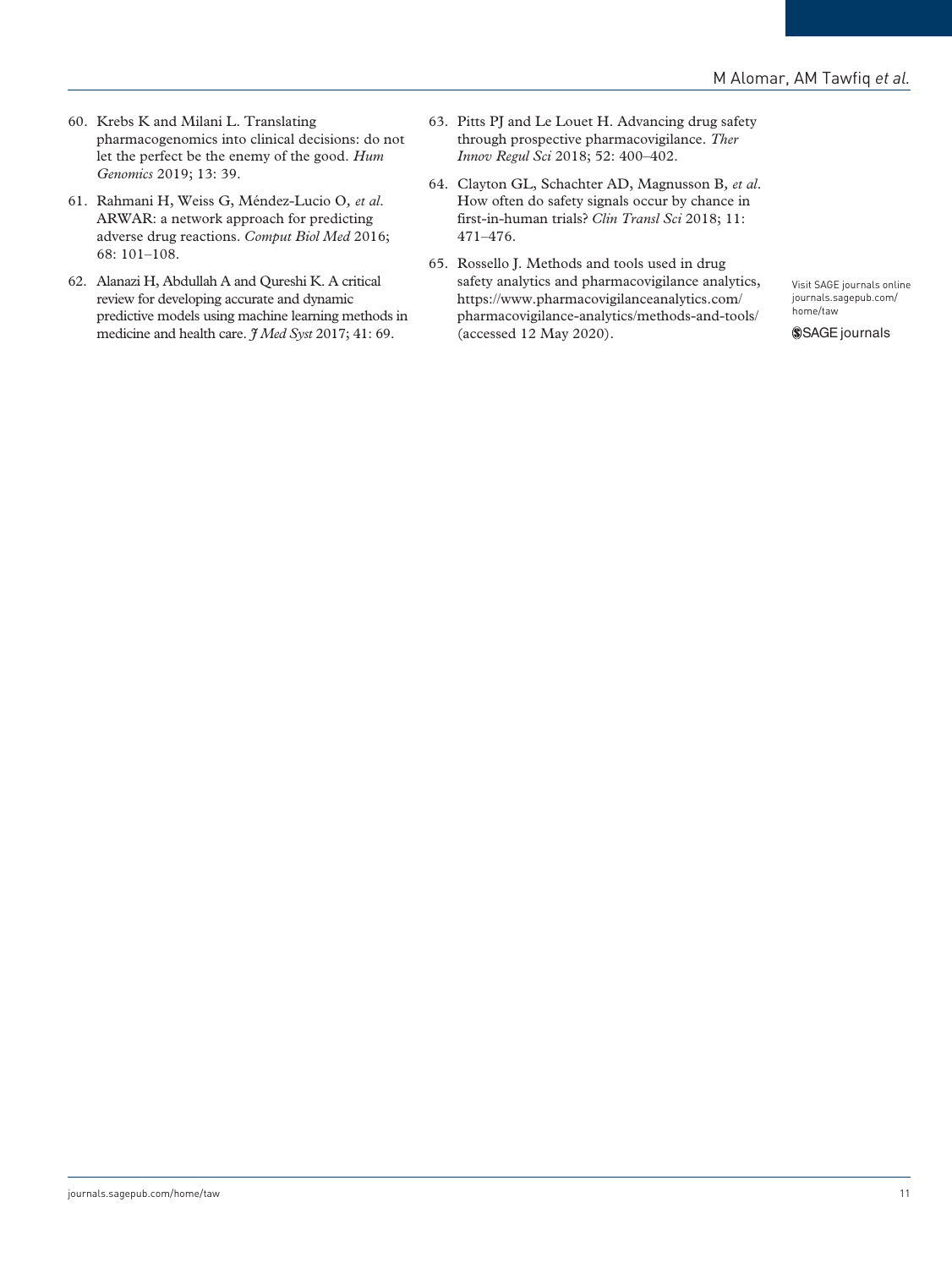60. Krebs K and Milani L. Translating pharmacogenomics into clinical decisions: do not let the perfect be the enemy of the good. *Hum Genomics* 2019; 13: 39.

61. Rahmani H, Weiss G, Méndez-Lucio O, *et al*. ARWAR: a network approach for predicting adverse drug reactions. *Comput Biol Med* 2016; 68: 101–108.

62. Alanazi H, Abdullah A and Qureshi K. A critical review for developing accurate and dynamic predictive models using machine learning methods in medicine and health care. *J Med Syst* 2017; 41: 69.

63. Pitts PJ and Le Louet H. Advancing drug safety through prospective pharmacovigilance. *Ther Innov Regul Sci* 2018; 52: 400–402.

64. Clayton GL, Schachter AD, Magnusson B, *et al*. How often do safety signals occur by chance in first-in-human trials? *Clin Transl Sci* 2018; 11: 471–476.

65. Rossello J. Methods and tools used in drug safety analytics and pharmacovigilance analytics, https://www.pharmacovigilanceanalytics.com/pharmacovigilance-analytics/methods-and-tools/ (accessed 12 May 2020).

Visit SAGE journals online journals.sagepub.com/home/taw

SAGE journals